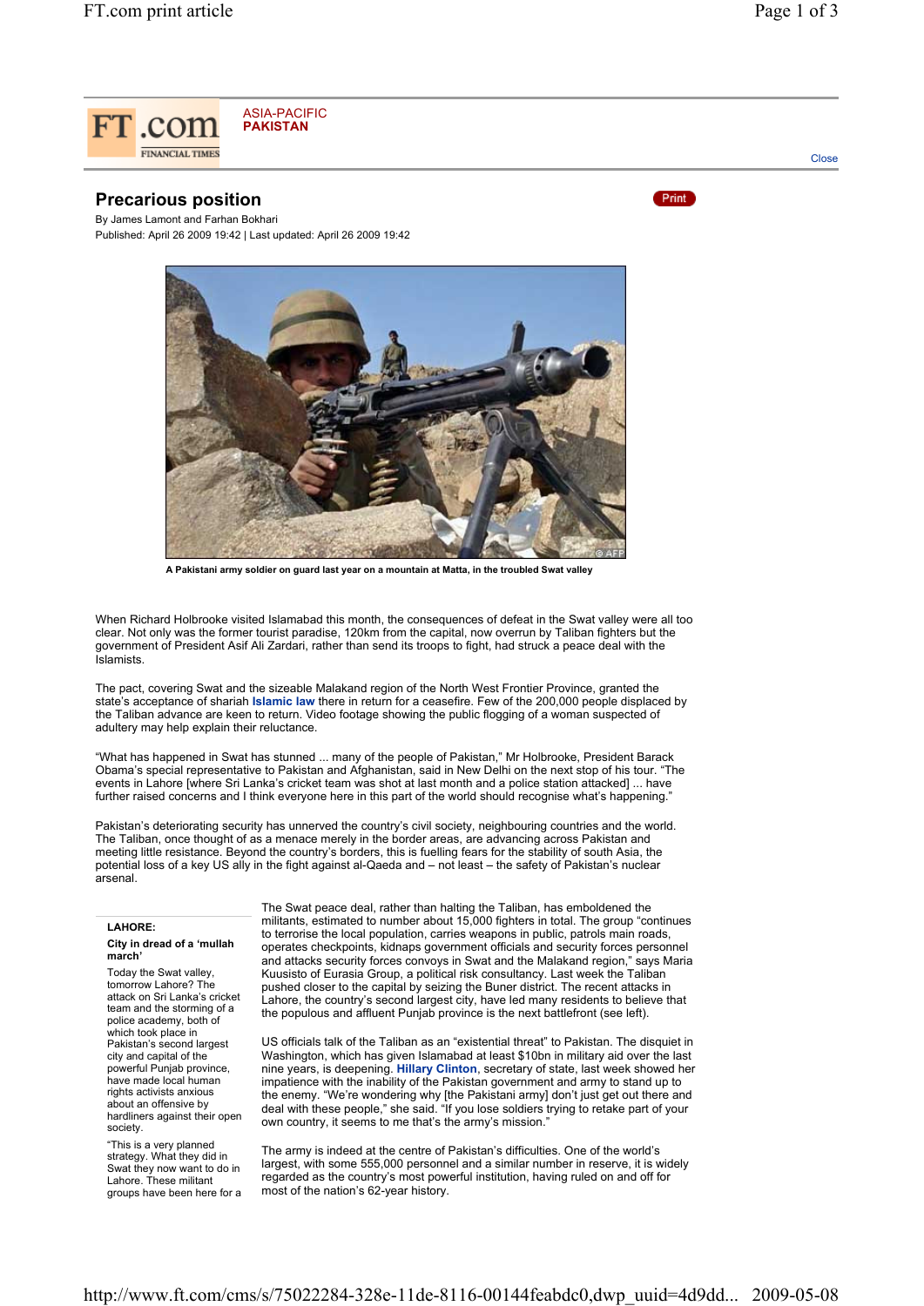ASIA-PACIFIC
**PAKISTAN**

# Precarious position

By James Lamont and Farhan Bokhari

Published: April 26 2009 19:42 | Last updated: April 26 2009 19:42

A Pakistani army soldier on guard last year on a mountain at Matta, in the troubled Swat valley

When Richard Holbrooke visited Islamabad this month, the consequences of defeat in the Swat valley were all too clear. Not only was the former tourist paradise, 120km from the capital, now overrun by Taliban fighters but the government of President Asif Ali Zardari, rather than send its troops to fight, had struck a peace deal with the Islamists.

The pact, covering Swat and the sizeable Malakand region of the North West Frontier Province, granted the state's acceptance of shariah **Islamic law** there in return for a ceasefire. Few of the 200,000 people displaced by the Taliban advance are keen to return. Video footage showing the public flogging of a woman suspected of adultery may help explain their reluctance.

"What has happened in Swat has stunned ... many of the people of Pakistan," Mr Holbrooke, President Barack Obama's special representative to Pakistan and Afghanistan, said in New Delhi on the next stop of his tour. "The events in Lahore [where Sri Lanka's cricket team was shot at last month and a police station attacked] ... have further raised concerns and I think everyone here in this part of the world should recognise what's happening."

Pakistan's deteriorating security has unnerved the country's civil society, neighbouring countries and the world. The Taliban, once thought of as a menace merely in the border areas, are advancing across Pakistan and meeting little resistance. Beyond the country's borders, this is fuelling fears for the stability of south Asia, the potential loss of a key US ally in the fight against al-Qaeda and – not least – the safety of Pakistan's nuclear arsenal.

The Swat peace deal, rather than halting the Taliban, has emboldened the militants, estimated to number about 15,000 fighters in total. The group "continues to terrorise the local population, carries weapons in public, patrols main roads, operates checkpoints, kidnaps government officials and security forces personnel and attacks security forces convoys in Swat and the Malakand region," says Maria Kuusisto of Eurasia Group, a political risk consultancy. Last week the Taliban pushed closer to the capital by seizing the Buner district. The recent attacks in Lahore, the country's second largest city, have led many residents to believe that the populous and affluent Punjab province is the next battlefront (see left).

US officials talk of the Taliban as an "existential threat" to Pakistan. The disquiet in Washington, which has given Islamabad at least $10bn in military aid over the last nine years, is deepening. **Hillary Clinton**, secretary of state, last week showed her impatience with the inability of the Pakistan government and army to stand up to the enemy. "We're wondering why [the Pakistani army] don't just get out there and deal with these people," she said. "If you lose soldiers trying to retake part of your own country, it seems to me that's the army's mission."

The army is indeed at the centre of Pakistan's difficulties. One of the world's largest, with some 555,000 personnel and a similar number in reserve, it is widely regarded as the country's most powerful institution, having ruled on and off for most of the nation's 62-year history.

**LAHORE:**

**City in dread of a 'mullah march'**

Today the Swat valley, tomorrow Lahore? The attack on Sri Lanka's cricket team and the storming of a police academy, both of which took place in Pakistan's second largest city and capital of the powerful Punjab province, have made local human rights activists anxious about an offensive by hardliners against their open society.

"This is a very planned strategy. What they did in Swat they now want to do in Lahore. These militant groups have been here for a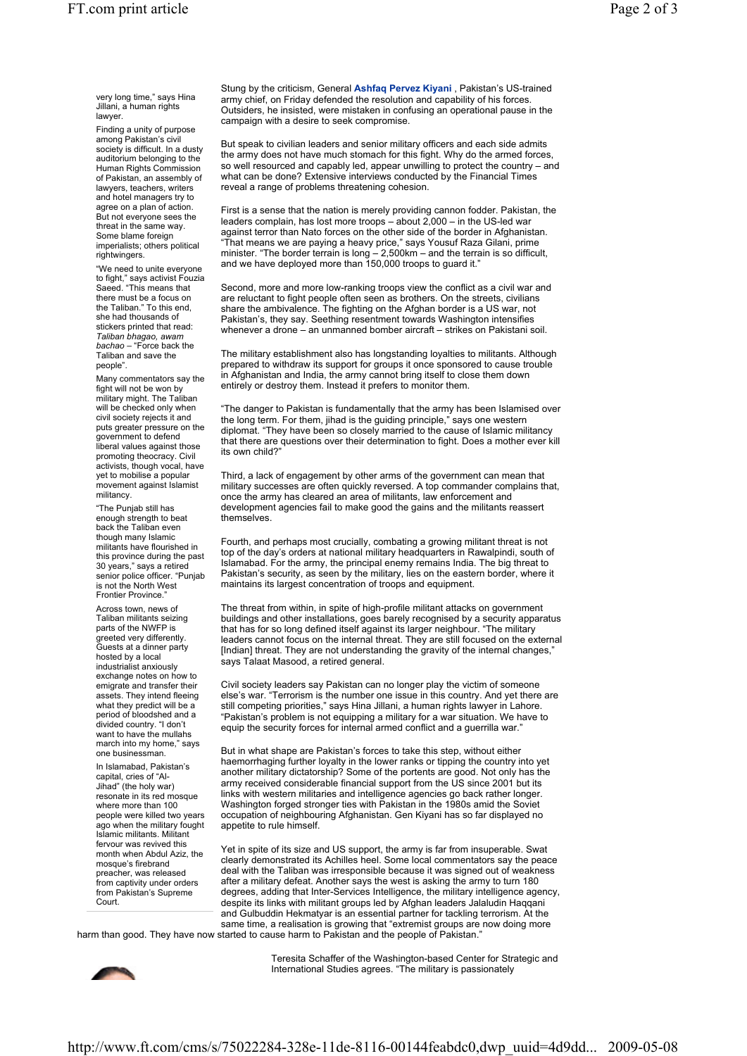very long time," says Hina Jillani, a human rights lawyer.

Finding a unity of purpose among Pakistan's civil society is difficult. In a dusty auditorium belonging to the Human Rights Commission of Pakistan, an assembly of lawyers, teachers, writers and hotel managers try to agree on a plan of action. But not everyone sees the threat in the same way. Some blame foreign imperialists; others political rightwingers.

"We need to unite everyone to fight," says activist Fouzia Saeed. "This means that there must be a focus on the Taliban." To this end, she had thousands of stickers printed that read: *Taliban bhagao, awam bachao* – "Force back the Taliban and save the people".

Many commentators say the fight will not be won by military might. The Taliban will be checked only when civil society rejects it and puts greater pressure on the government to defend liberal values against those promoting theocracy. Civil activists, though vocal, have yet to mobilise a popular movement against Islamist militancy.

"The Punjab still has enough strength to beat back the Taliban even though many Islamic militants have flourished in this province during the past 30 years," says a retired senior police officer. "Punjab is not the North West Frontier Province."

Across town, news of Taliban militants seizing parts of the NWFP is greeted very differently. Guests at a dinner party hosted by a local industrialist anxiously exchange notes on how to emigrate and transfer their assets. They intend fleeing what they predict will be a period of bloodshed and a divided country. "I don't want to have the mullahs march into my home," says one businessman.

In Islamabad, Pakistan's capital, cries of "Al-Jihad" (the holy war) resonate in its red mosque where more than 100 people were killed two years ago when the military fought Islamic militants. Militant fervour was revived this month when Abdul Aziz, the mosque's firebrand preacher, was released from captivity under orders from Pakistan's Supreme Court.

Stung by the criticism, General **Ashfaq Pervez Kiyani** , Pakistan's US-trained army chief, on Friday defended the resolution and capability of his forces. Outsiders, he insisted, were mistaken in confusing an operational pause in the campaign with a desire to seek compromise.

But speak to civilian leaders and senior military officers and each side admits the army does not have much stomach for this fight. Why do the armed forces, so well resourced and capably led, appear unwilling to protect the country – and what can be done? Extensive interviews conducted by the Financial Times reveal a range of problems threatening cohesion.

First is a sense that the nation is merely providing cannon fodder. Pakistan, the leaders complain, has lost more troops – about 2,000 – in the US-led war against terror than Nato forces on the other side of the border in Afghanistan. "That means we are paying a heavy price," says Yousuf Raza Gilani, prime minister. "The border terrain is long – 2,500km – and the terrain is so difficult, and we have deployed more than 150,000 troops to guard it."

Second, more and more low-ranking troops view the conflict as a civil war and are reluctant to fight people often seen as brothers. On the streets, civilians share the ambivalence. The fighting on the Afghan border is a US war, not Pakistan's, they say. Seething resentment towards Washington intensifies whenever a drone – an unmanned bomber aircraft – strikes on Pakistani soil.

The military establishment also has longstanding loyalties to militants. Although prepared to withdraw its support for groups it once sponsored to cause trouble in Afghanistan and India, the army cannot bring itself to close them down entirely or destroy them. Instead it prefers to monitor them.

"The danger to Pakistan is fundamentally that the army has been Islamised over the long term. For them, jihad is the guiding principle," says one western diplomat. "They have been so closely married to the cause of Islamic militancy that there are questions over their determination to fight. Does a mother ever kill its own child?"

Third, a lack of engagement by other arms of the government can mean that military successes are often quickly reversed. A top commander complains that, once the army has cleared an area of militants, law enforcement and development agencies fail to make good the gains and the militants reassert themselves.

Fourth, and perhaps most crucially, combating a growing militant threat is not top of the day's orders at national military headquarters in Rawalpindi, south of Islamabad. For the army, the principal enemy remains India. The big threat to Pakistan's security, as seen by the military, lies on the eastern border, where it maintains its largest concentration of troops and equipment.

The threat from within, in spite of high-profile militant attacks on government buildings and other installations, goes barely recognised by a security apparatus that has for so long defined itself against its larger neighbour. "The military leaders cannot focus on the internal threat. They are still focused on the external [Indian] threat. They are not understanding the gravity of the internal changes," says Talaat Masood, a retired general.

Civil society leaders say Pakistan can no longer play the victim of someone else's war. "Terrorism is the number one issue in this country. And yet there are still competing priorities," says Hina Jillani, a human rights lawyer in Lahore. "Pakistan's problem is not equipping a military for a war situation. We have to equip the security forces for internal armed conflict and a guerrilla war."

But in what shape are Pakistan's forces to take this step, without either haemorrhaging further loyalty in the lower ranks or tipping the country into yet another military dictatorship? Some of the portents are good. Not only has the army received considerable financial support from the US since 2001 but its links with western militaries and intelligence agencies go back rather longer. Washington forged stronger ties with Pakistan in the 1980s amid the Soviet occupation of neighbouring Afghanistan. Gen Kiyani has so far displayed no appetite to rule himself.

Yet in spite of its size and US support, the army is far from insuperable. Swat clearly demonstrated its Achilles heel. Some local commentators say the peace deal with the Taliban was irresponsible because it was signed out of weakness after a military defeat. Another says the west is asking the army to turn 180 degrees, adding that Inter-Services Intelligence, the military intelligence agency, despite its links with militant groups led by Afghan leaders Jalaludin Haqqani and Gulbuddin Hekmatyar is an essential partner for tackling terrorism. At the same time, a realisation is growing that "extremist groups are now doing more harm than good. They have now started to cause harm to Pakistan and the people of Pakistan."

Teresita Schaffer of the Washington-based Center for Strategic and International Studies agrees. "The military is passionately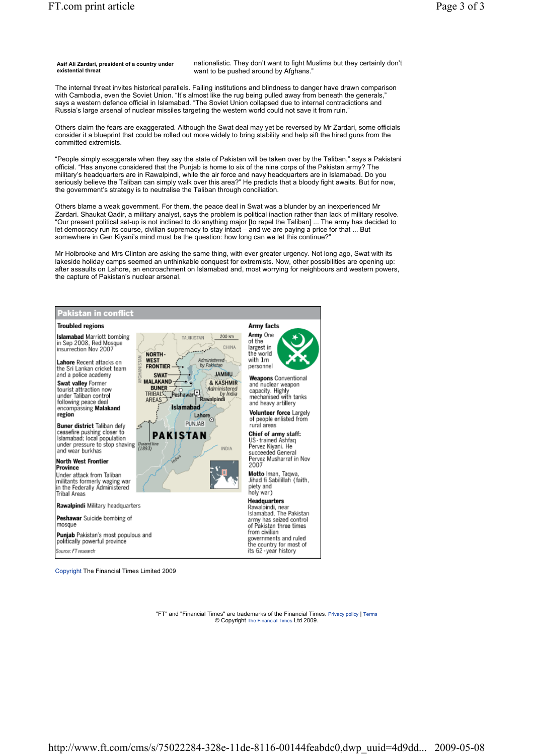**Asif Ali Zardari, president of a country under existential threat**

nationalistic. They don't want to fight Muslims but they certainly don't want to be pushed around by Afghans."

The internal threat invites historical parallels. Failing institutions and blindness to danger have drawn comparison with Cambodia, even the Soviet Union. "It's almost like the rug being pulled away from beneath the generals," says a western defence official in Islamabad. "The Soviet Union collapsed due to internal contradictions and Russia's large arsenal of nuclear missiles targeting the western world could not save it from ruin."

Others claim the fears are exaggerated. Although the Swat deal may yet be reversed by Mr Zardari, some officials consider it a blueprint that could be rolled out more widely to bring stability and help sift the hired guns from the committed extremists.

"People simply exaggerate when they say the state of Pakistan will be taken over by the Taliban," says a Pakistani official. "Has anyone considered that the Punjab is home to six of the nine corps of the Pakistan army? The military's headquarters are in Rawalpindi, while the air force and navy headquarters are in Islamabad. Do you seriously believe the Taliban can simply walk over this area?" He predicts that a bloody fight awaits. But for now, the government's strategy is to neutralise the Taliban through conciliation.

Others blame a weak government. For them, the peace deal in Swat was a blunder by an inexperienced Mr Zardari. Shaukat Qadir, a military analyst, says the problem is political inaction rather than lack of military resolve. "Our present political set-up is not inclined to do anything major [to repel the Taliban] ... The army has decided to let democracy run its course, civilian supremacy to stay intact – and we are paying a price for that ... But somewhere in Gen Kiyani's mind must be the question: how long can we let this continue?"

Mr Holbrooke and Mrs Clinton are asking the same thing, with ever greater urgency. Not long ago, Swat with its lakeside holiday camps seemed an unthinkable conquest for extremists. Now, other possibilities are opening up: after assaults on Lahore, an encroachment on Islamabad and, most worrying for neighbours and western powers, the capture of Pakistan's nuclear arsenal.

## Pakistan in conflict

### Troubled regions

**Islamabad** Marriott bombing in Sep 2008, Red Mosque insurrection Nov 2007

**Lahore** Recent attacks on the Sri Lankan cricket team and a police academy

**Swat valley** Former tourist attraction now under Taliban control following peace deal encompassing **Malakand region**

**Buner district** Taliban defy ceasefire pushing closer to Islamabad; local population under pressure to stop shaving and wear burkhas

**North West Frontier Province**
Under attack from Taliban militants formerly waging war in the Federally Administered Tribal Areas

**Rawalpindi** Military headquarters

**Peshawar** Suicide bombing of mosque

**Punjab** Pakistan's most populous and politically powerful province

Source: FT research

TAJIKISTAN
200 km
CHINA
AFGHANISTAN
NORTH-WEST FRONTIER
Administered by Pakistan
SWAT
JAMMU & KASHMIR
MALAKAND
BUNER
Administered by India
TRIBAL AREAS
Peshawar
Rawalpindi
Islamabad
Lahore
PUNJAB
PAKISTAN
Durand line (1893)
INDIA
Indus

### Army facts

**Army** One of the largest in the world with 1m personnel

**Weapons** Conventional and nuclear weapon capacity. Highly mechanised with tanks and heavy artillery

**Volunteer force** Largely of people enlisted from rural areas

**Chief of army staff:**
US-trained Ashfaq Pervez Kiyani. He succeeded General Pervez Musharraf in Nov 2007

**Motto** Iman, Taqwa, Jihad fi Sabilillah (faith, piety and holy war)

**Headquarters**
Rawalpindi, near Islamabad. The Pakistan army has seized control of Pakistan three times from civilian governments and ruled the country for most of its 62-year history

Copyright The Financial Times Limited 2009

"FT" and "Financial Times" are trademarks of the Financial Times. Privacy policy | Terms
© Copyright The Financial Times Ltd 2009.